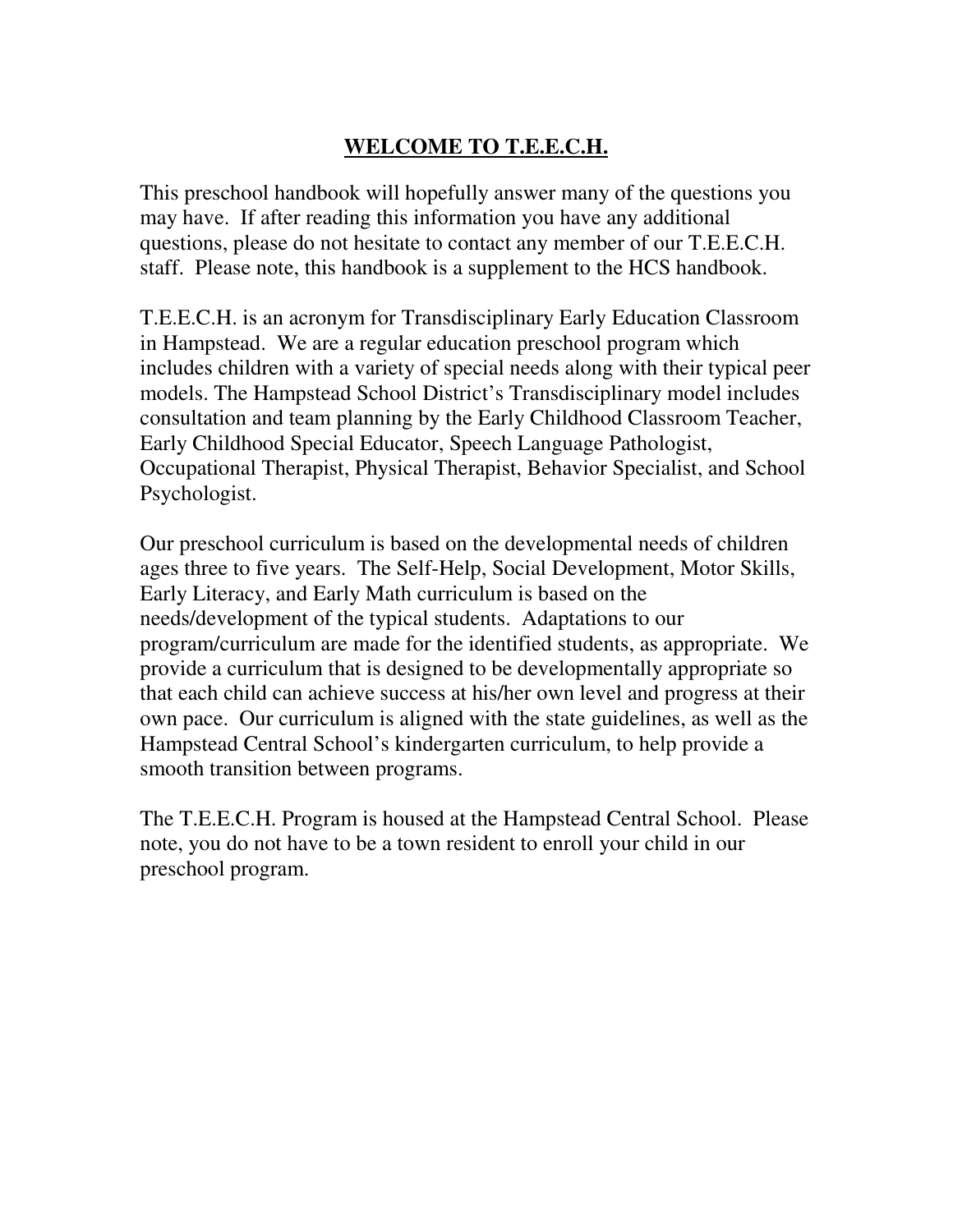# WELCOME TO T.E.E.C.H.

This preschool handbook will hopefully answer many of the questions you may have. If after reading this information you have any additional questions, please do not hesitate to contact any member of our T.E.E.C.H. staff. Please note, this handbook is a supplement to the HCS handbook.

T.E.E.C.H. is an acronym for Transdisciplinary Early Education Classroom in Hampstead. We are a regular education preschool program which includes children with a variety of special needs along with their typical peer models. The Hampstead School District's Transdisciplinary model includes consultation and team planning by the Early Childhood Classroom Teacher, Early Childhood Special Educator, Speech Language Pathologist, Occupational Therapist, Physical Therapist, Behavior Specialist, and School Psychologist.

Our preschool curriculum is based on the developmental needs of children ages three to five years. The Self-Help, Social Development, Motor Skills, Early Literacy, and Early Math curriculum is based on the needs/development of the typical students. Adaptations to our program/curriculum are made for the identified students, as appropriate. We provide a curriculum that is designed to be developmentally appropriate so that each child can achieve success at his/her own level and progress at their own pace. Our curriculum is aligned with the state guidelines, as well as the Hampstead Central School's kindergarten curriculum, to help provide a smooth transition between programs.

The T.E.E.C.H. Program is housed at the Hampstead Central School. Please note, you do not have to be a town resident to enroll your child in our preschool program.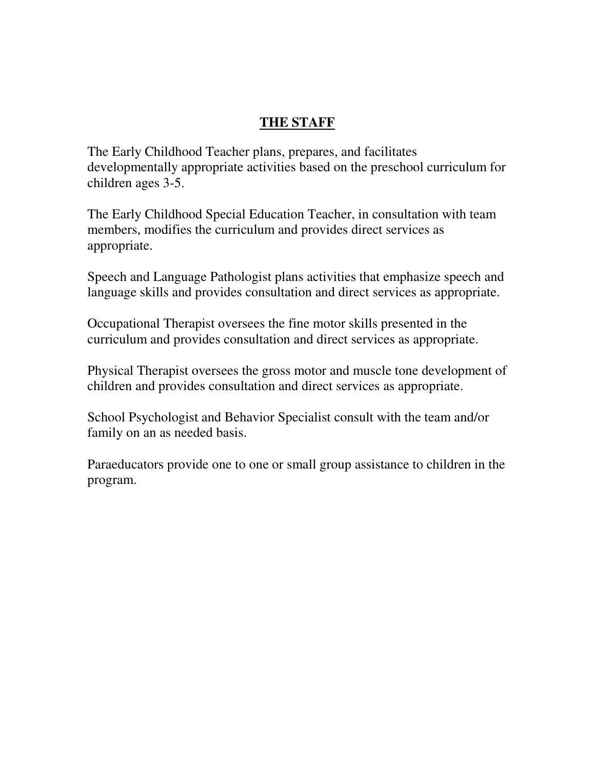# **THE STAFF**

The Early Childhood Teacher plans, prepares, and facilitates developmentally appropriate activities based on the preschool curriculum for children ages 3-5.

The Early Childhood Special Education Teacher, in consultation with team members, modifies the curriculum and provides direct services as appropriate.

Speech and Language Pathologist plans activities that emphasize speech and language skills and provides consultation and direct services as appropriate.

Occupational Therapist oversees the fine motor skills presented in the curriculum and provides consultation and direct services as appropriate.

Physical Therapist oversees the gross motor and muscle tone development of children and provides consultation and direct services as appropriate.

School Psychologist and Behavior Specialist consult with the team and/or family on an as needed basis.

Paraeducators provide one to one or small group assistance to children in the program.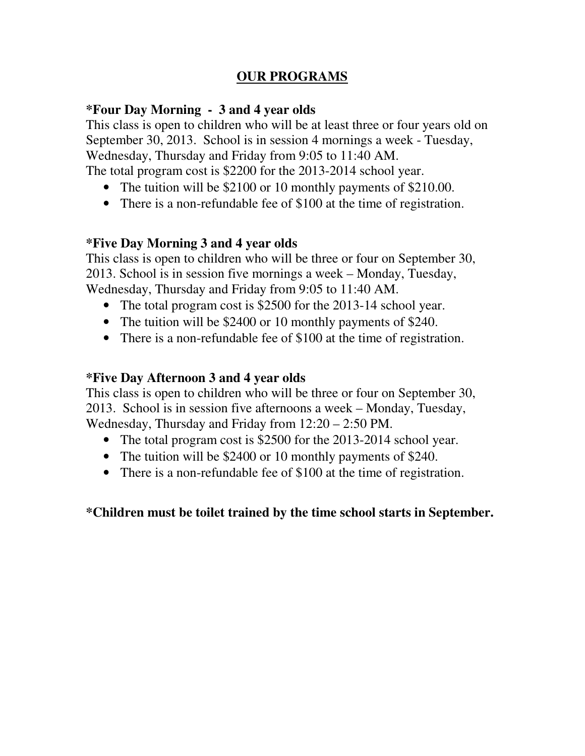## OUR PROGRAMS

**\*Four Day Morning - 3 and 4 year olds**

This class is open to children who will be at least three or four years old on September 30, 2013. School is in session 4 mornings a week - Tuesday, Wednesday, Thursday and Friday from 9:05 to 11:40 AM.
The total program cost is $2200 for the 2013-2014 school year.

- The tuition will be $2100 or 10 monthly payments of $210.00.
- There is a non-refundable fee of $100 at the time of registration.

**\*Five Day Morning 3 and 4 year olds**

This class is open to children who will be three or four on September 30, 2013. School is in session five mornings a week – Monday, Tuesday, Wednesday, Thursday and Friday from 9:05 to 11:40 AM.

- The total program cost is $2500 for the 2013-14 school year.
- The tuition will be $2400 or 10 monthly payments of $240.
- There is a non-refundable fee of $100 at the time of registration.

**\*Five Day Afternoon 3 and 4 year olds**

This class is open to children who will be three or four on September 30, 2013. School is in session five afternoons a week – Monday, Tuesday, Wednesday, Thursday and Friday from 12:20 – 2:50 PM.

- The total program cost is $2500 for the 2013-2014 school year.
- The tuition will be $2400 or 10 monthly payments of $240.
- There is a non-refundable fee of $100 at the time of registration.

**\*Children must be toilet trained by the time school starts in September.**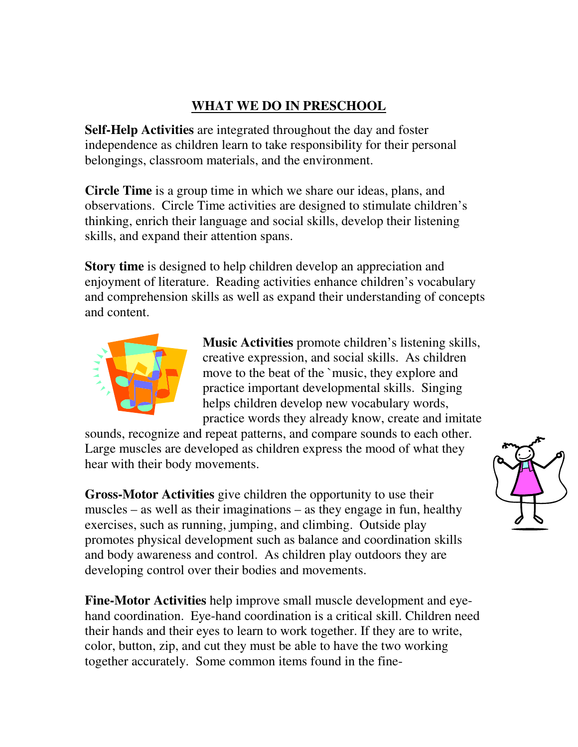# WHAT WE DO IN PRESCHOOL

**Self-Help Activities** are integrated throughout the day and foster independence as children learn to take responsibility for their personal belongings, classroom materials, and the environment.

**Circle Time** is a group time in which we share our ideas, plans, and observations. Circle Time activities are designed to stimulate children's thinking, enrich their language and social skills, develop their listening skills, and expand their attention spans.

**Story time** is designed to help children develop an appreciation and enjoyment of literature. Reading activities enhance children's vocabulary and comprehension skills as well as expand their understanding of concepts and content.

**Music Activities** promote children's listening skills, creative expression, and social skills. As children move to the beat of the `music, they explore and practice important developmental skills. Singing helps children develop new vocabulary words, practice words they already know, create and imitate sounds, recognize and repeat patterns, and compare sounds to each other. Large muscles are developed as children express the mood of what they hear with their body movements.

**Gross-Motor Activities** give children the opportunity to use their muscles – as well as their imaginations – as they engage in fun, healthy exercises, such as running, jumping, and climbing. Outside play promotes physical development such as balance and coordination skills and body awareness and control. As children play outdoors they are developing control over their bodies and movements.

**Fine-Motor Activities** help improve small muscle development and eye-hand coordination. Eye-hand coordination is a critical skill. Children need their hands and their eyes to learn to work together. If they are to write, color, button, zip, and cut they must be able to have the two working together accurately. Some common items found in the fine-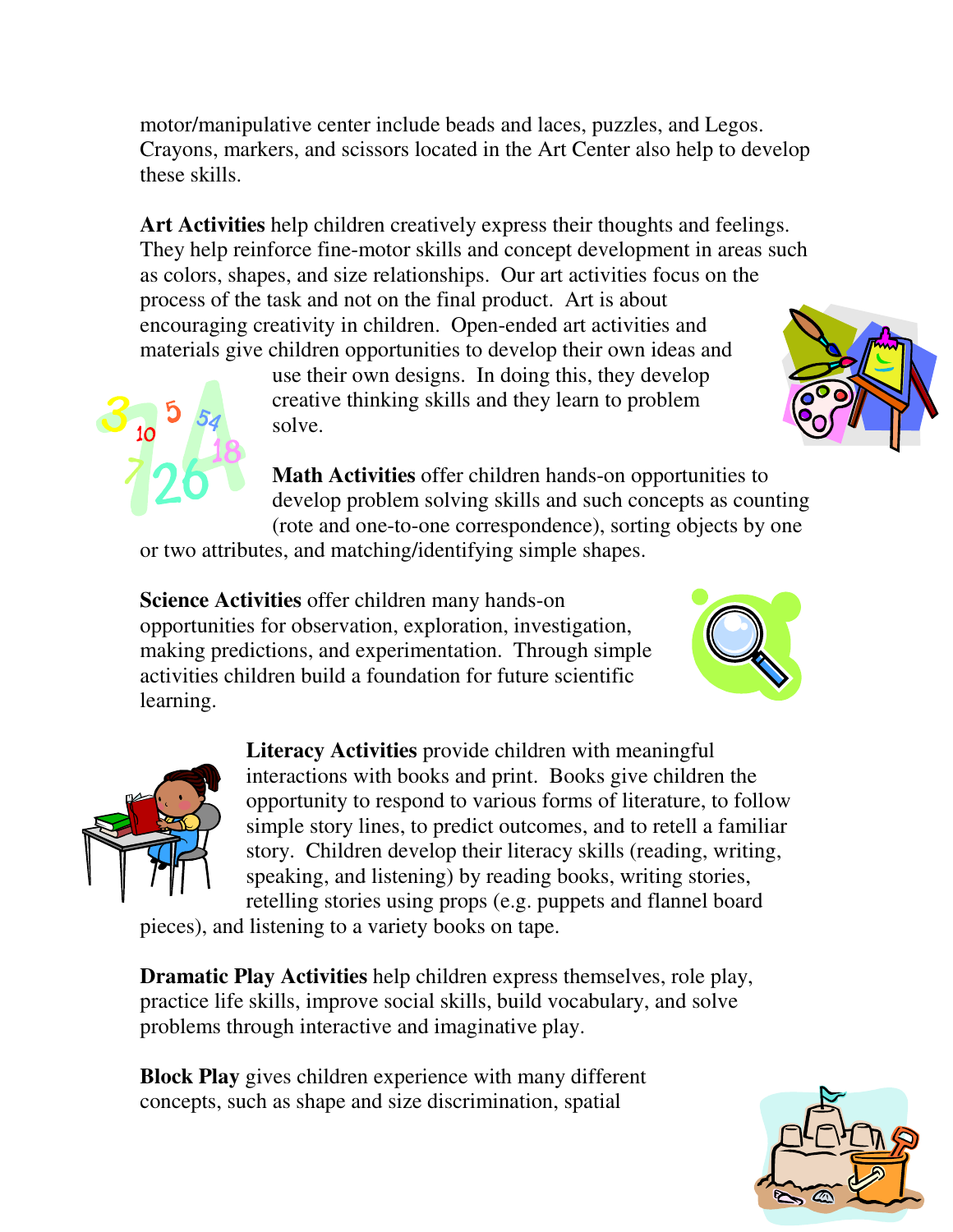motor/manipulative center include beads and laces, puzzles, and Legos. Crayons, markers, and scissors located in the Art Center also help to develop these skills.

**Art Activities** help children creatively express their thoughts and feelings. They help reinforce fine-motor skills and concept development in areas such as colors, shapes, and size relationships. Our art activities focus on the process of the task and not on the final product. Art is about encouraging creativity in children. Open-ended art activities and materials give children opportunities to develop their own ideas and use their own designs. In doing this, they develop creative thinking skills and they learn to problem solve.

**Math Activities** offer children hands-on opportunities to develop problem solving skills and such concepts as counting (rote and one-to-one correspondence), sorting objects by one or two attributes, and matching/identifying simple shapes.

**Science Activities** offer children many hands-on opportunities for observation, exploration, investigation, making predictions, and experimentation. Through simple activities children build a foundation for future scientific learning.

**Literacy Activities** provide children with meaningful interactions with books and print. Books give children the opportunity to respond to various forms of literature, to follow simple story lines, to predict outcomes, and to retell a familiar story. Children develop their literacy skills (reading, writing, speaking, and listening) by reading books, writing stories, retelling stories using props (e.g. puppets and flannel board pieces), and listening to a variety books on tape.

**Dramatic Play Activities** help children express themselves, role play, practice life skills, improve social skills, build vocabulary, and solve problems through interactive and imaginative play.

**Block Play** gives children experience with many different concepts, such as shape and size discrimination, spatial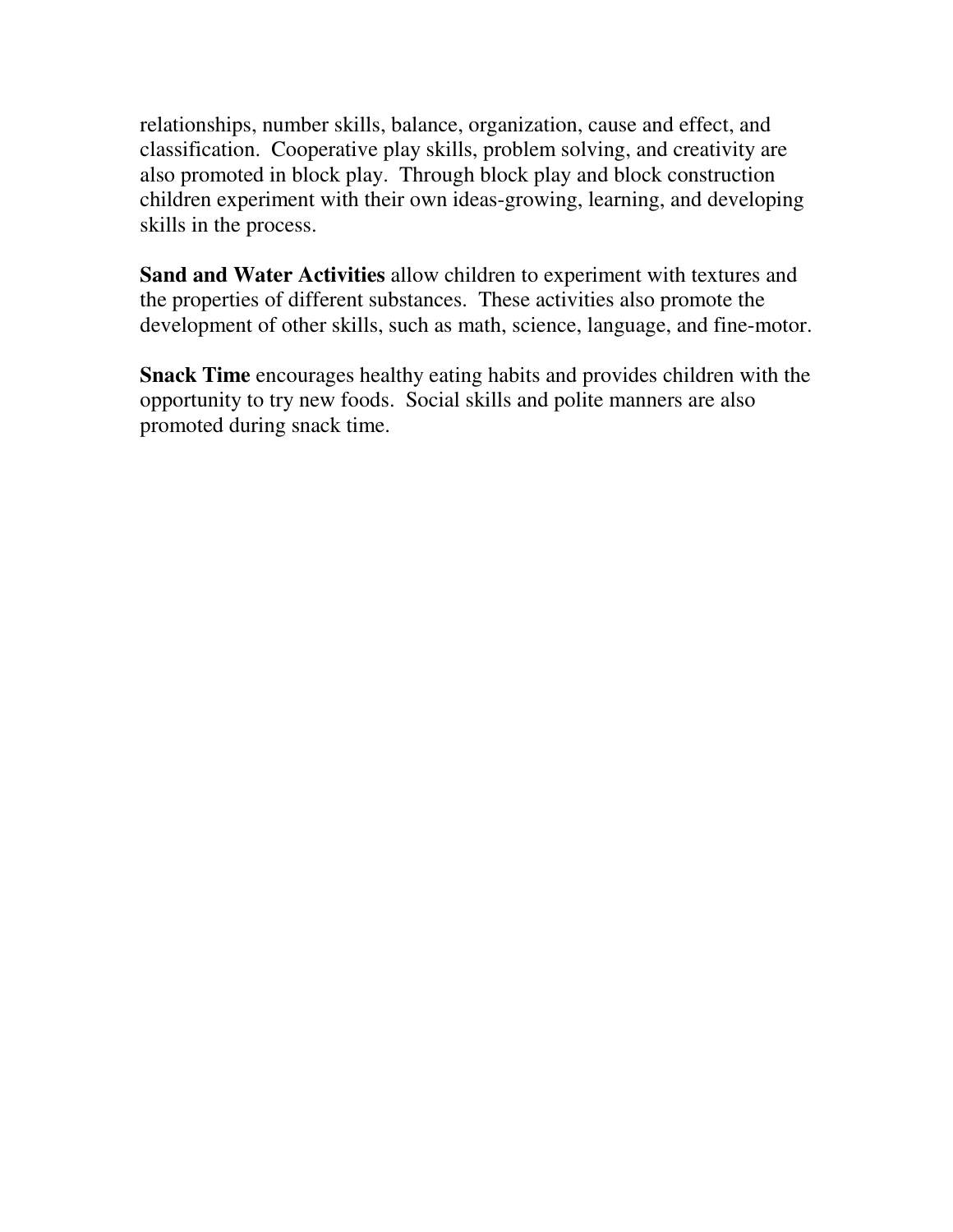relationships, number skills, balance, organization, cause and effect, and classification.  Cooperative play skills, problem solving, and creativity are also promoted in block play.  Through block play and block construction children experiment with their own ideas-growing, learning, and developing skills in the process.

**Sand and Water Activities** allow children to experiment with textures and the properties of different substances.  These activities also promote the development of other skills, such as math, science, language, and fine-motor.

**Snack Time** encourages healthy eating habits and provides children with the opportunity to try new foods.  Social skills and polite manners are also promoted during snack time.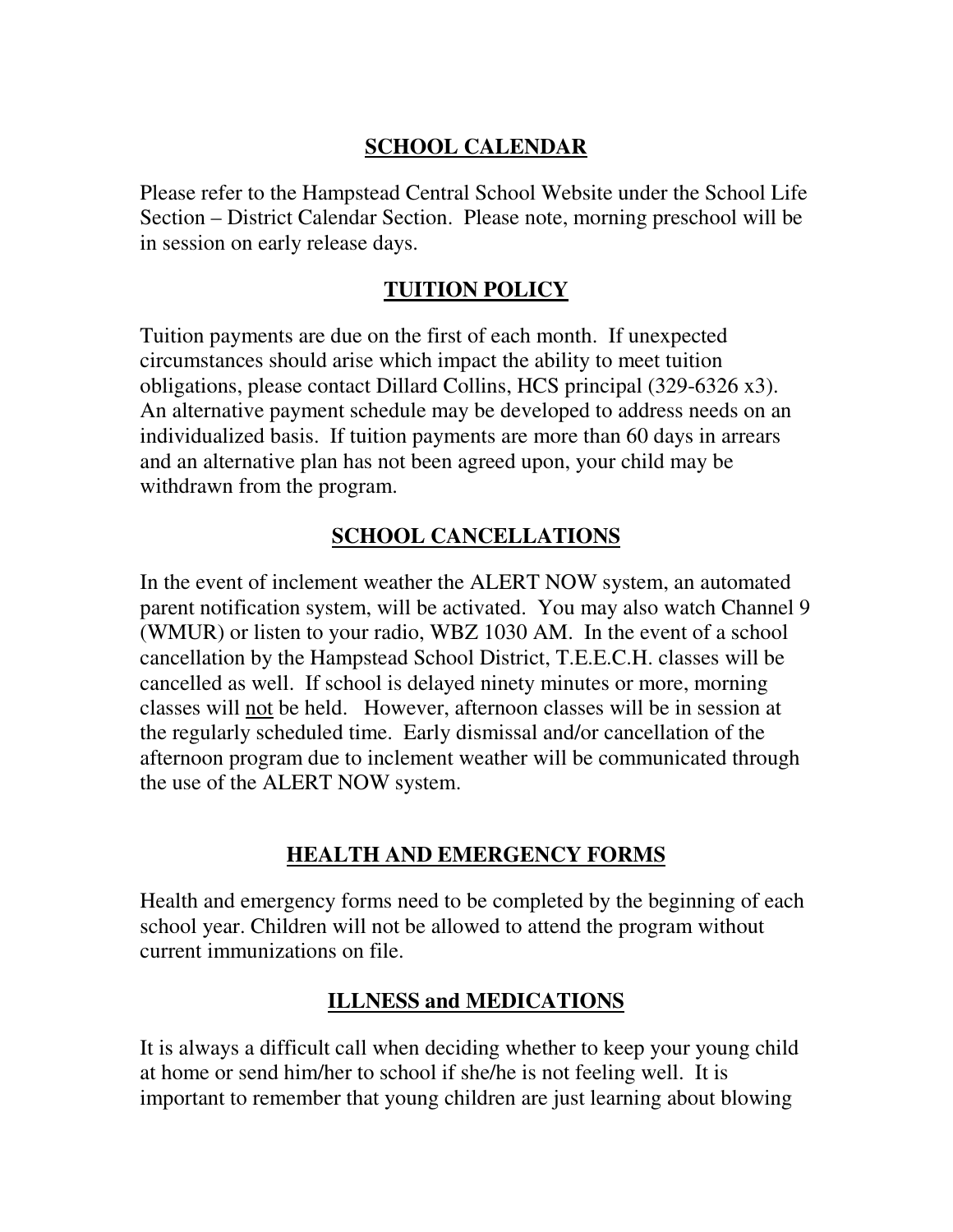## SCHOOL CALENDAR

Please refer to the Hampstead Central School Website under the School Life Section – District Calendar Section. Please note, morning preschool will be in session on early release days.

## TUITION POLICY

Tuition payments are due on the first of each month. If unexpected circumstances should arise which impact the ability to meet tuition obligations, please contact Dillard Collins, HCS principal (329-6326 x3). An alternative payment schedule may be developed to address needs on an individualized basis. If tuition payments are more than 60 days in arrears and an alternative plan has not been agreed upon, your child may be withdrawn from the program.

## SCHOOL CANCELLATIONS

In the event of inclement weather the ALERT NOW system, an automated parent notification system, will be activated. You may also watch Channel 9 (WMUR) or listen to your radio, WBZ 1030 AM. In the event of a school cancellation by the Hampstead School District, T.E.E.C.H. classes will be cancelled as well. If school is delayed ninety minutes or more, morning classes will not be held. However, afternoon classes will be in session at the regularly scheduled time. Early dismissal and/or cancellation of the afternoon program due to inclement weather will be communicated through the use of the ALERT NOW system.

## HEALTH AND EMERGENCY FORMS

Health and emergency forms need to be completed by the beginning of each school year. Children will not be allowed to attend the program without current immunizations on file.

## ILLNESS and MEDICATIONS

It is always a difficult call when deciding whether to keep your young child at home or send him/her to school if she/he is not feeling well. It is important to remember that young children are just learning about blowing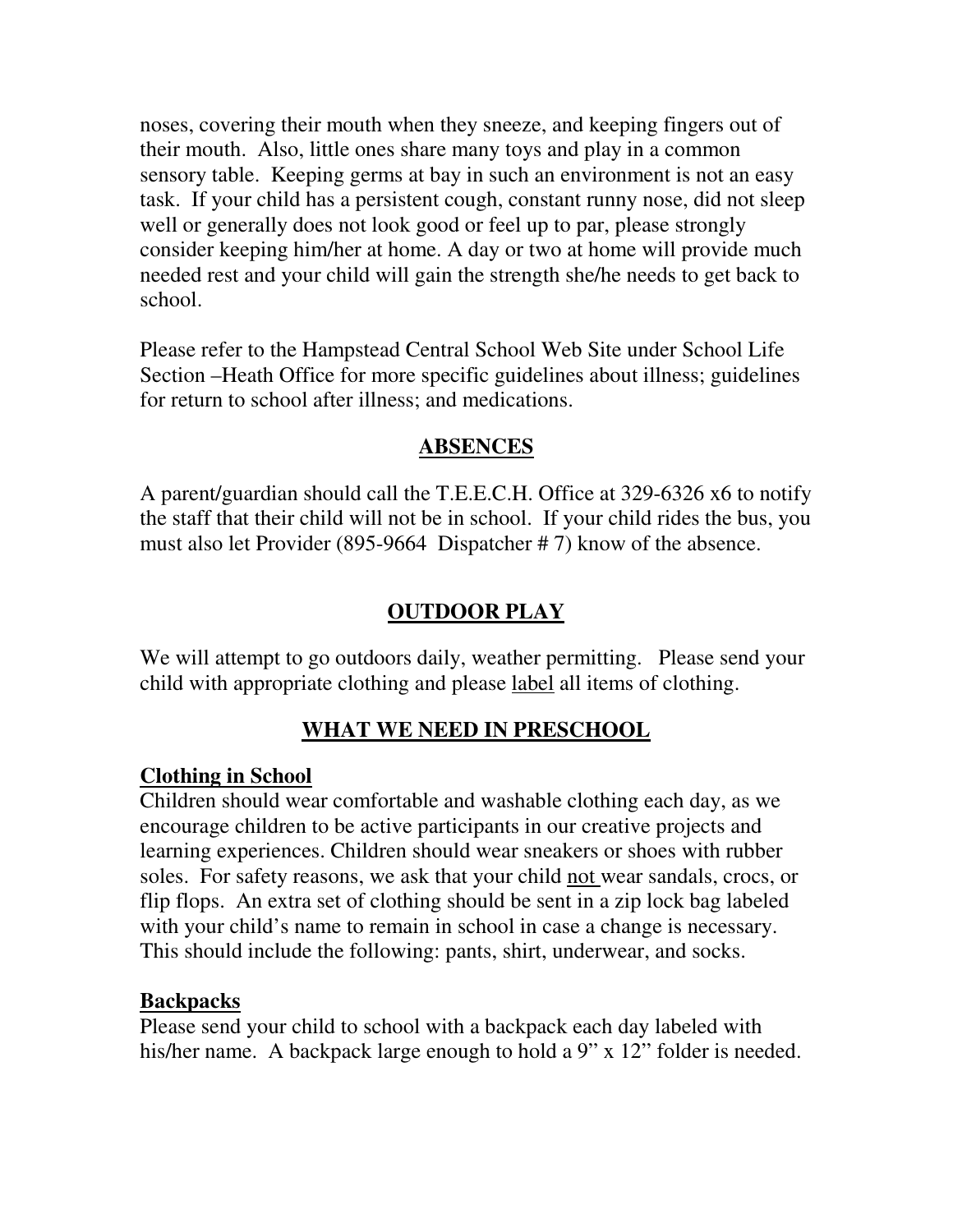noses, covering their mouth when they sneeze, and keeping fingers out of their mouth. Also, little ones share many toys and play in a common sensory table. Keeping germs at bay in such an environment is not an easy task. If your child has a persistent cough, constant runny nose, did not sleep well or generally does not look good or feel up to par, please strongly consider keeping him/her at home. A day or two at home will provide much needed rest and your child will gain the strength she/he needs to get back to school.

Please refer to the Hampstead Central School Web Site under School Life Section –Heath Office for more specific guidelines about illness; guidelines for return to school after illness; and medications.

## ABSENCES

A parent/guardian should call the T.E.E.C.H. Office at 329-6326 x6 to notify the staff that their child will not be in school. If your child rides the bus, you must also let Provider (895-9664 Dispatcher # 7) know of the absence.

## OUTDOOR PLAY

We will attempt to go outdoors daily, weather permitting. Please send your child with appropriate clothing and please label all items of clothing.

## WHAT WE NEED IN PRESCHOOL

### Clothing in School

Children should wear comfortable and washable clothing each day, as we encourage children to be active participants in our creative projects and learning experiences. Children should wear sneakers or shoes with rubber soles. For safety reasons, we ask that your child not wear sandals, crocs, or flip flops. An extra set of clothing should be sent in a zip lock bag labeled with your child's name to remain in school in case a change is necessary. This should include the following: pants, shirt, underwear, and socks.

### Backpacks

Please send your child to school with a backpack each day labeled with his/her name. A backpack large enough to hold a 9" x 12" folder is needed.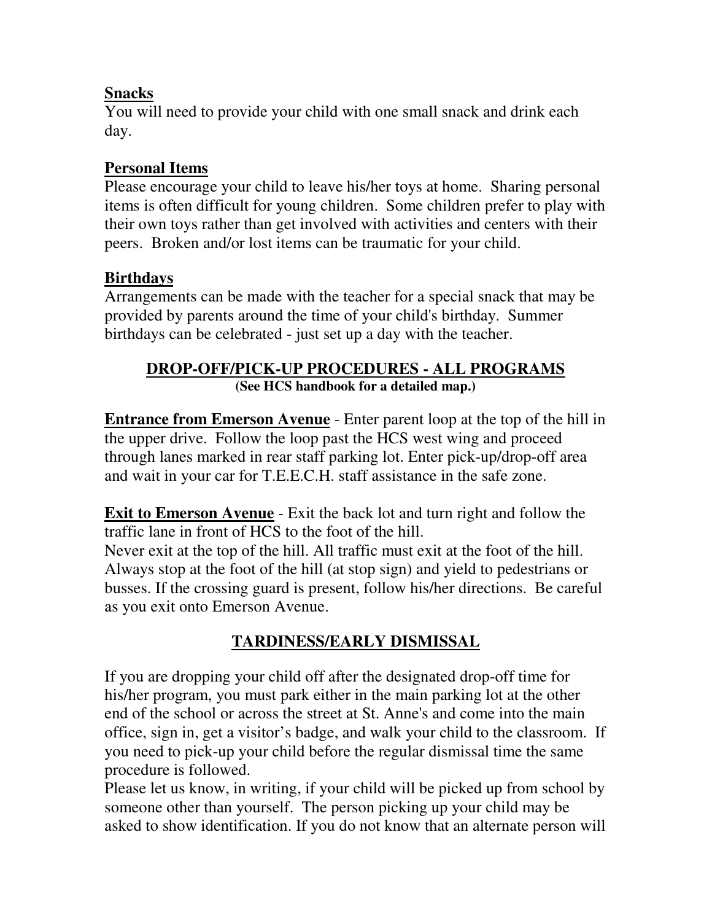**Snacks**

You will need to provide your child with one small snack and drink each day.

**Personal Items**

Please encourage your child to leave his/her toys at home. Sharing personal items is often difficult for young children. Some children prefer to play with their own toys rather than get involved with activities and centers with their peers. Broken and/or lost items can be traumatic for your child.

**Birthdays**

Arrangements can be made with the teacher for a special snack that may be provided by parents around the time of your child's birthday. Summer birthdays can be celebrated - just set up a day with the teacher.

## DROP-OFF/PICK-UP PROCEDURES - ALL PROGRAMS

**(See HCS handbook for a detailed map.)**

**Entrance from Emerson Avenue** - Enter parent loop at the top of the hill in the upper drive. Follow the loop past the HCS west wing and proceed through lanes marked in rear staff parking lot. Enter pick-up/drop-off area and wait in your car for T.E.E.C.H. staff assistance in the safe zone.

**Exit to Emerson Avenue** - Exit the back lot and turn right and follow the traffic lane in front of HCS to the foot of the hill.
Never exit at the top of the hill. All traffic must exit at the foot of the hill. Always stop at the foot of the hill (at stop sign) and yield to pedestrians or busses. If the crossing guard is present, follow his/her directions. Be careful as you exit onto Emerson Avenue.

## TARDINESS/EARLY DISMISSAL

If you are dropping your child off after the designated drop-off time for his/her program, you must park either in the main parking lot at the other end of the school or across the street at St. Anne's and come into the main office, sign in, get a visitor's badge, and walk your child to the classroom. If you need to pick-up your child before the regular dismissal time the same procedure is followed.
Please let us know, in writing, if your child will be picked up from school by someone other than yourself. The person picking up your child may be asked to show identification. If you do not know that an alternate person will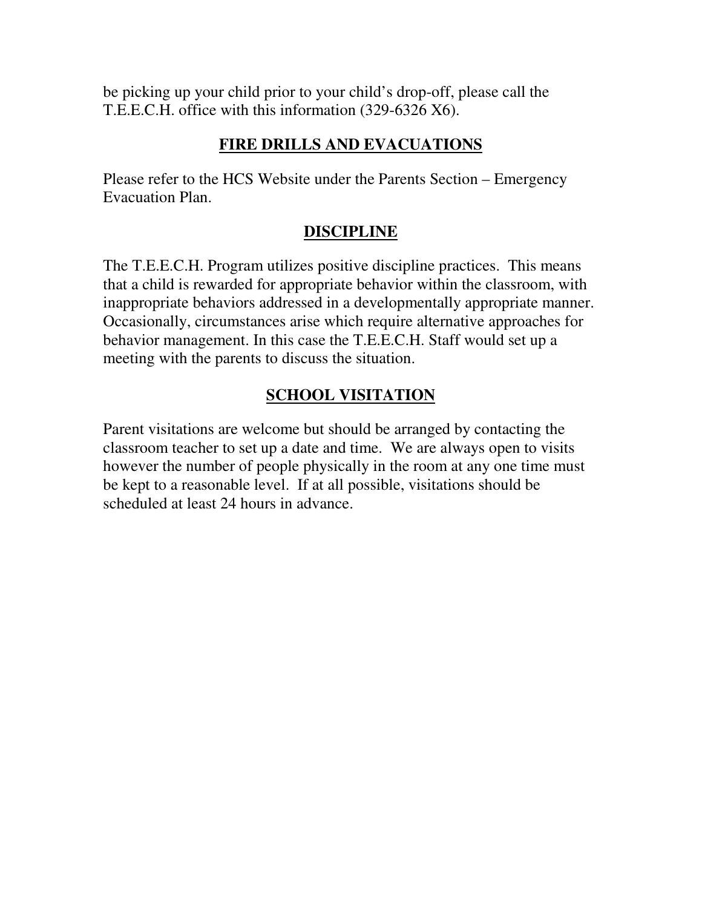be picking up your child prior to your child's drop-off, please call the T.E.E.C.H. office with this information (329-6326 X6).

## FIRE DRILLS AND EVACUATIONS

Please refer to the HCS Website under the Parents Section – Emergency Evacuation Plan.

## DISCIPLINE

The T.E.E.C.H. Program utilizes positive discipline practices. This means that a child is rewarded for appropriate behavior within the classroom, with inappropriate behaviors addressed in a developmentally appropriate manner. Occasionally, circumstances arise which require alternative approaches for behavior management. In this case the T.E.E.C.H. Staff would set up a meeting with the parents to discuss the situation.

## SCHOOL VISITATION

Parent visitations are welcome but should be arranged by contacting the classroom teacher to set up a date and time. We are always open to visits however the number of people physically in the room at any one time must be kept to a reasonable level. If at all possible, visitations should be scheduled at least 24 hours in advance.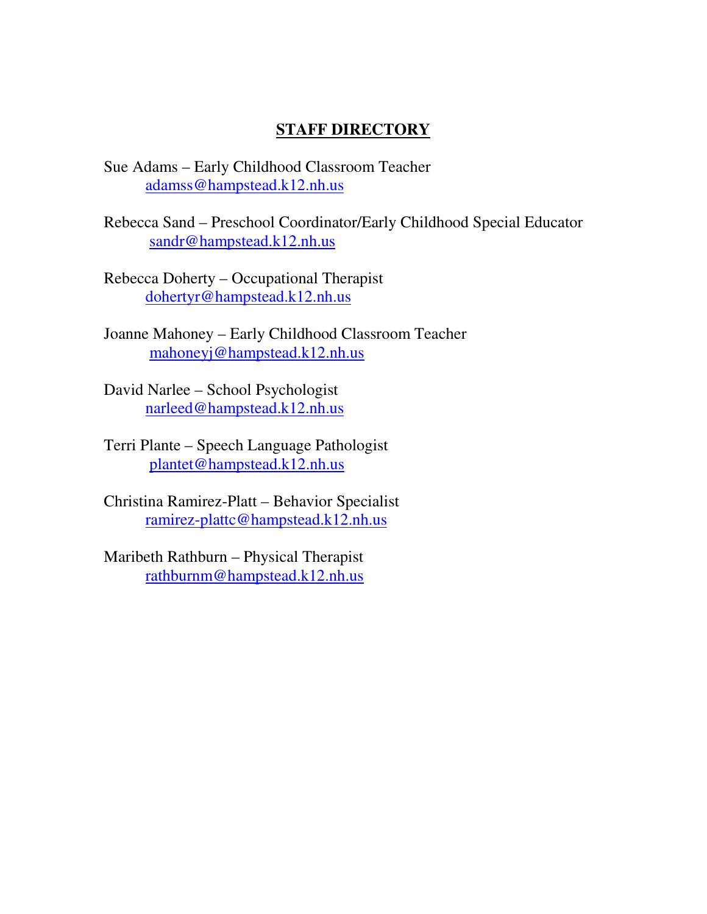## STAFF DIRECTORY

Sue Adams – Early Childhood Classroom Teacher
adamss@hampstead.k12.nh.us

Rebecca Sand – Preschool Coordinator/Early Childhood Special Educator
sandr@hampstead.k12.nh.us

Rebecca Doherty – Occupational Therapist
dohertyr@hampstead.k12.nh.us

Joanne Mahoney – Early Childhood Classroom Teacher
mahoneyj@hampstead.k12.nh.us

David Narlee – School Psychologist
narleed@hampstead.k12.nh.us

Terri Plante – Speech Language Pathologist
plantet@hampstead.k12.nh.us

Christina Ramirez-Platt – Behavior Specialist
ramirez-plattc@hampstead.k12.nh.us

Maribeth Rathburn – Physical Therapist
rathburnm@hampstead.k12.nh.us